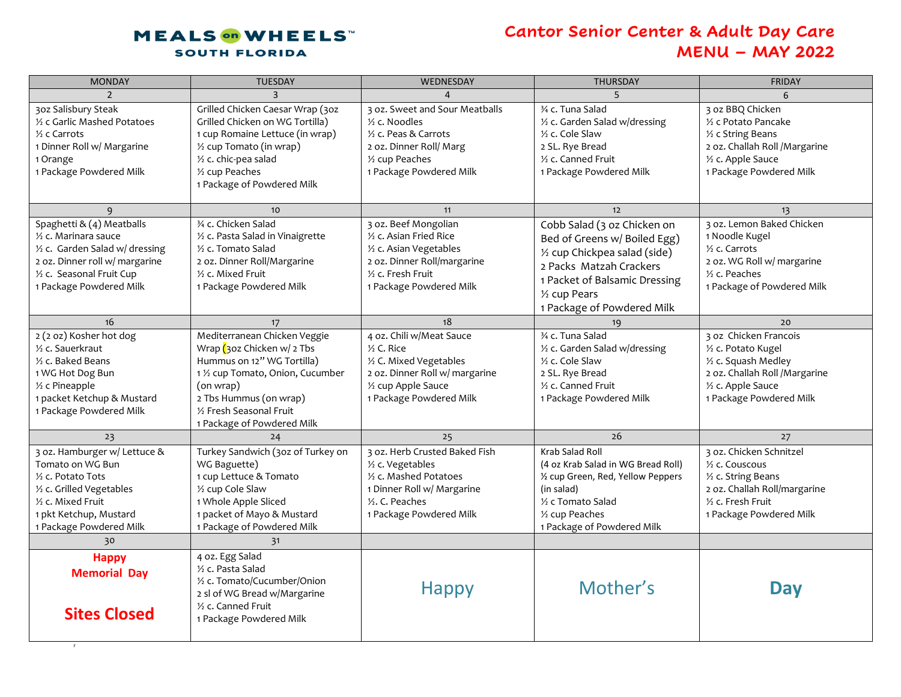MEALS on WHEELS™ SOUTH FLORIDA

# Cantor Senior Center & Adult Day Care
# MENU – MAY 2022

| MONDAY | TUESDAY | WEDNESDAY | THURSDAY | FRIDAY |
|---|---|---|---|---|
| 2 | 3 | 4 | 5 | 6 |
| 3oz Salisbury Steak<br>½ c Garlic Mashed Potatoes<br>½ c Carrots<br>1 Dinner Roll w/ Margarine<br>1 Orange<br>1 Package Powdered Milk | Grilled Chicken Caesar Wrap (3oz Grilled Chicken on WG Tortilla)<br>1 cup Romaine Lettuce (in wrap)<br>½ cup Tomato (in wrap)<br>½ c. chic-pea salad<br>½ cup Peaches<br>1 Package of Powdered Milk | 3 oz. Sweet and Sour Meatballs<br>½ c. Noodles<br>½ c. Peas & Carrots<br>2 oz. Dinner Roll/ Marg<br>½ cup Peaches<br>1 Package Powdered Milk | ¾ c. Tuna Salad<br>½ c. Garden Salad w/dressing<br>½ c. Cole Slaw<br>2 SL. Rye Bread<br>½ c. Canned Fruit<br>1 Package Powdered Milk | 3 oz BBQ Chicken<br>½ c Potato Pancake<br>½ c String Beans<br>2 oz. Challah Roll /Margarine<br>½ c. Apple Sauce<br>1 Package Powdered Milk |
| 9 | 10 | 11 | 12 | 13 |
| Spaghetti & (4) Meatballs<br>½ c. Marinara sauce<br>½ c. Garden Salad w/ dressing<br>2 oz. Dinner roll w/ margarine<br>½ c. Seasonal Fruit Cup<br>1 Package Powdered Milk | ¾ c. Chicken Salad<br>½ c. Pasta Salad in Vinaigrette<br>½ c. Tomato Salad<br>2 oz. Dinner Roll/Margarine<br>½ c. Mixed Fruit<br>1 Package Powdered Milk | 3 oz. Beef Mongolian<br>½ c. Asian Fried Rice<br>½ c. Asian Vegetables<br>2 oz. Dinner Roll/margarine<br>½ c. Fresh Fruit<br>1 Package Powdered Milk | Cobb Salad (3 oz Chicken on Bed of Greens w/ Boiled Egg)<br>½ cup Chickpea salad (side)<br>2 Packs Matzah Crackers<br>1 Packet of Balsamic Dressing<br>½ cup Pears<br>1 Package of Powdered Milk | 3 oz. Lemon Baked Chicken<br>1 Noodle Kugel<br>½ c. Carrots<br>2 oz. WG Roll w/ margarine<br>½ c. Peaches<br>1 Package of Powdered Milk |
| 16 | 17 | 18 | 19 | 20 |
| 2 (2 oz) Kosher hot dog<br>½ c. Sauerkraut<br>½ c. Baked Beans<br>1 WG Hot Dog Bun<br>½ c Pineapple<br>1 packet Ketchup & Mustard<br>1 Package Powdered Milk | Mediterranean Chicken Veggie Wrap (3oz Chicken w/ 2 Tbs Hummus on 12" WG Tortilla)<br>1 ½ cup Tomato, Onion, Cucumber (on wrap)<br>2 Tbs Hummus (on wrap)<br>½ Fresh Seasonal Fruit<br>1 Package of Powdered Milk | 4 oz. Chili w/Meat Sauce<br>½ C. Rice<br>½ C. Mixed Vegetables<br>2 oz. Dinner Roll w/ margarine<br>½ cup Apple Sauce<br>1 Package Powdered Milk | ¾ c. Tuna Salad<br>½ c. Garden Salad w/dressing<br>½ c. Cole Slaw<br>2 SL. Rye Bread<br>½ c. Canned Fruit<br>1 Package Powdered Milk | 3 oz Chicken Francois<br>½ c. Potato Kugel<br>½ c. Squash Medley<br>2 oz. Challah Roll /Margarine<br>½ c. Apple Sauce<br>1 Package Powdered Milk |
| 23 | 24 | 25 | 26 | 27 |
| 3 oz. Hamburger w/ Lettuce & Tomato on WG Bun<br>½ c. Potato Tots<br>½ c. Grilled Vegetables<br>½ c. Mixed Fruit<br>1 pkt Ketchup, Mustard<br>1 Package Powdered Milk | Turkey Sandwich (3oz of Turkey on WG Baguette)<br>1 cup Lettuce & Tomato<br>½ cup Cole Slaw<br>1 Whole Apple Sliced<br>1 packet of Mayo & Mustard<br>1 Package of Powdered Milk | 3 oz. Herb Crusted Baked Fish<br>½ c. Vegetables<br>½ c. Mashed Potatoes<br>1 Dinner Roll w/ Margarine<br>½. C. Peaches<br>1 Package Powdered Milk | Krab Salad Roll<br>(4 oz Krab Salad in WG Bread Roll)<br>½ cup Green, Red, Yellow Peppers (in salad)<br>½ c Tomato Salad<br>½ cup Peaches<br>1 Package of Powdered Milk | 3 oz. Chicken Schnitzel<br>½ c. Couscous<br>½ c. String Beans<br>2 oz. Challah Roll/margarine<br>½ c. Fresh Fruit<br>1 Package Powdered Milk |
| 30 | 31 | | | |
| **Happy Memorial Day**<br><br>**Sites Closed** | 4 oz. Egg Salad<br>½ c. Pasta Salad<br>½ c. Tomato/Cucumber/Onion<br>2 sl of WG Bread w/Margarine<br>½ c. Canned Fruit<br>1 Package Powdered Milk | Happy | Mother's | **Day** |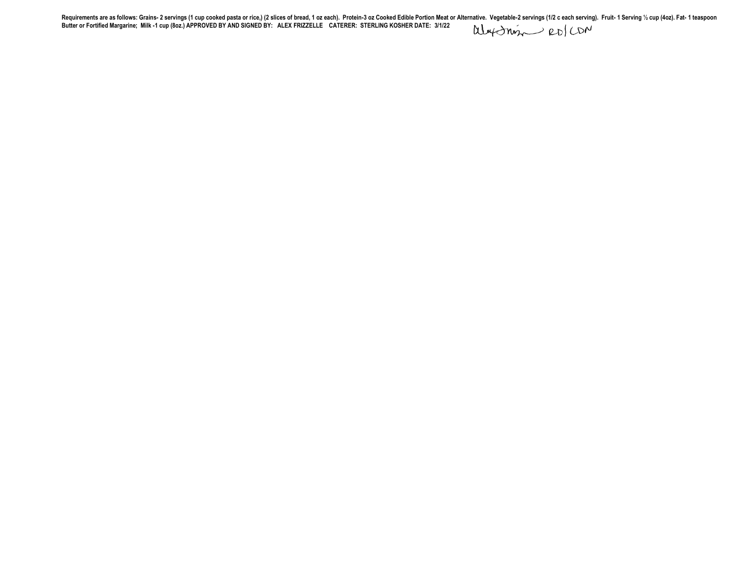**Requirements are as follows: Grains- 2 servings (1 cup cooked pasta or rice,) (2 slices of bread, 1 oz each). Protein-3 oz Cooked Edible Portion Meat or Alternative. Vegetable-2 servings (1/2 c each serving). Fruit- 1 Serving ½ cup (4oz). Fat- 1 teaspoon Butter or Fortified Margarine; Milk -1 cup (8oz.) APPROVED BY AND SIGNED BY: ALEX FRIZZELLE CATERER: STERLING KOSHER DATE: 3/1/22**

Alex Frizzelle RD/CDN